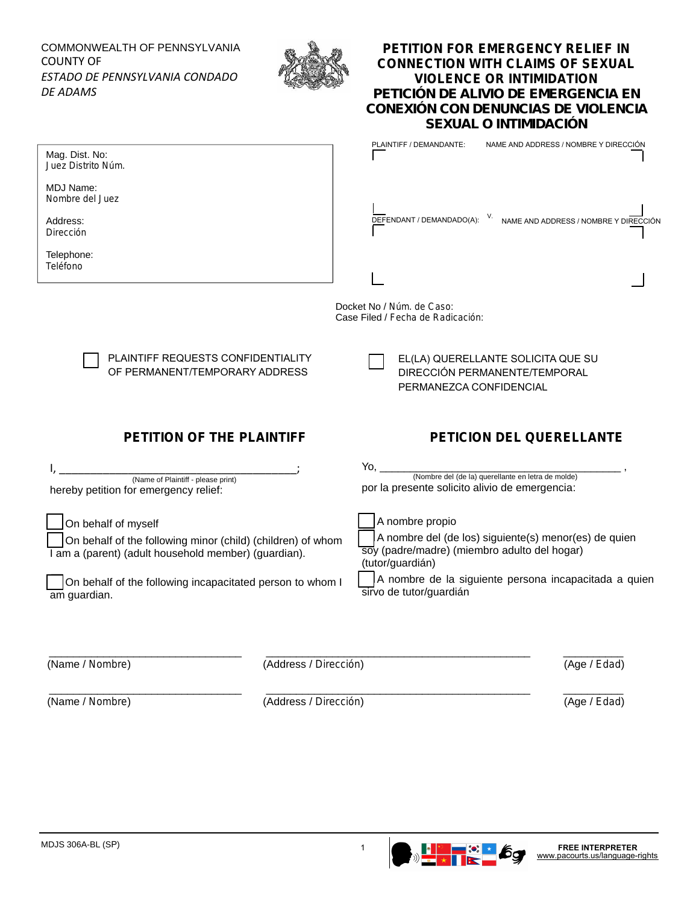COMMONWEALTH OF PENNSYLVANIA
COUNTY OF
*ESTADO DE PENNSYLVANIA CONDADO DE ADAMS*

# PETITION FOR EMERGENCY RELIEF IN CONNECTION WITH CLAIMS OF SEXUAL VIOLENCE OR INTIMIDATION
# PETICIÓN DE ALIVIO DE EMERGENCIA EN CONEXIÓN CON DENUNCIAS DE VIOLENCIA SEXUAL O INTIMIDACIÓN

Mag. Dist. No:
Juez Distrito Núm.

MDJ Name:
Nombre del Juez

Address:
Dirección

Telephone:
Teléfono

PLAINTIFF / DEMANDANTE: NAME AND ADDRESS / NOMBRE Y DIRECCIÓN

V.

DEFENDANT / DEMANDADO(A): NAME AND ADDRESS / NOMBRE Y DIRECCIÓN

Docket No / Núm. de Caso:
Case Filed / Fecha de Radicación:

☐ PLAINTIFF REQUESTS CONFIDENTIALITY OF PERMANENT/TEMPORARY ADDRESS

☐ EL(LA) QUERELLANTE SOLICITA QUE SU DIRECCIÓN PERMANENTE/TEMPORAL PERMANEZCA CONFIDENCIAL

## PETITION OF THE PLAINTIFF

I, ________________________________________;
(Name of Plaintiff - please print)
hereby petition for emergency relief:

☐ On behalf of myself
☐ On behalf of the following minor (child) (children) of whom I am a (parent) (adult household member) (guardian).

☐ On behalf of the following incapacitated person to whom I am guardian.

## PETICION DEL QUERELLANTE

Yo, ________________________________________ ,
(Nombre del (de la) querellante en letra de molde)
por la presente solicito alivio de emergencia:

☐ A nombre propio
☐ A nombre del (de los) siguiente(s) menor(es) de quien soy (padre/madre) (miembro adulto del hogar) (tutor/guardián)
☐ A nombre de la siguiente persona incapacitada a quien sirvo de tutor/guardián

| (Name / Nombre) | (Address / Dirección) | (Age / Edad) |
|---|---|---|
| | | |
| | | |

MDJS 306A-BL (SP)

FREE INTERPRETER
www.pacourts.us/language-rights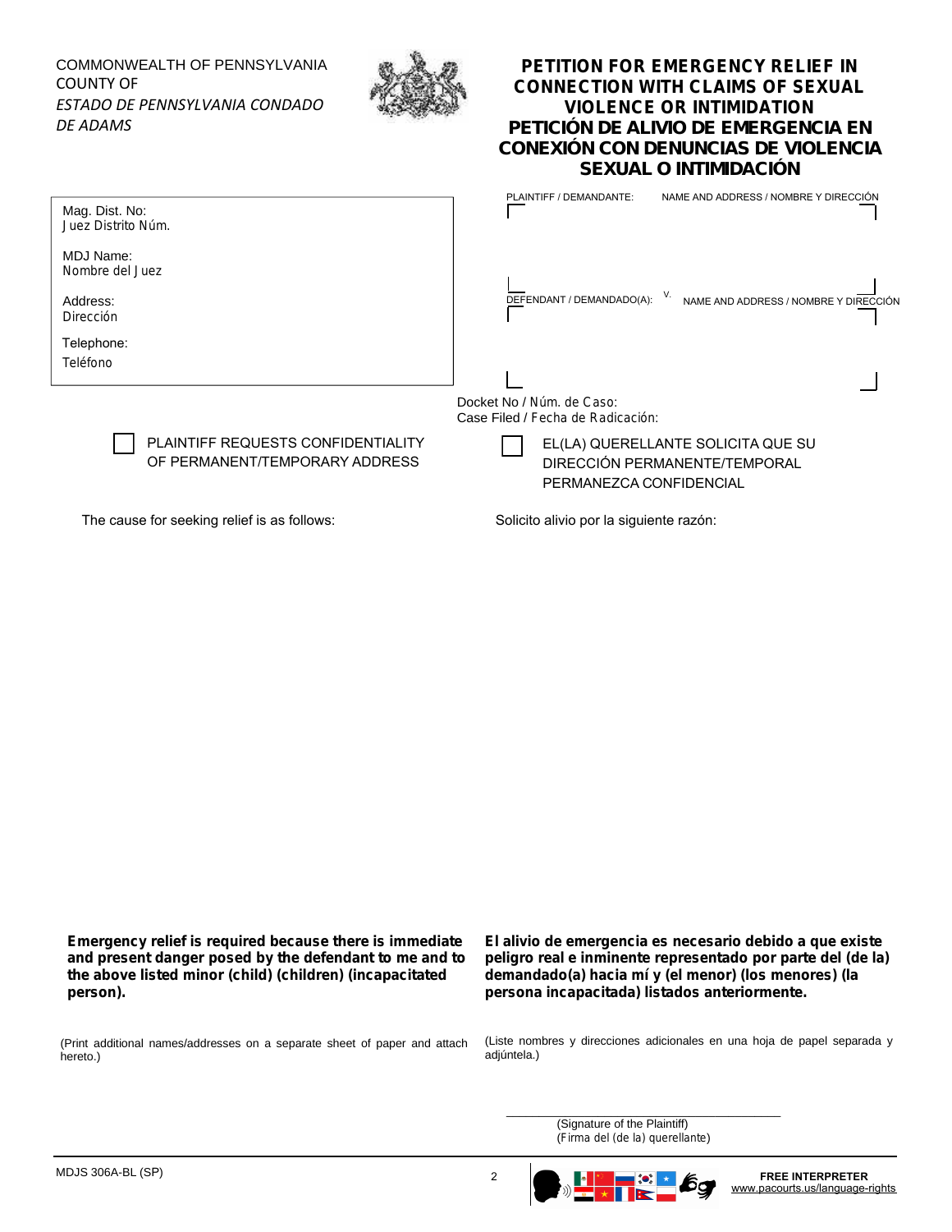COMMONWEALTH OF PENNSYLVANIA
COUNTY OF
*ESTADO DE PENNSYLVANIA CONDADO DE ADAMS*

# PETITION FOR EMERGENCY RELIEF IN CONNECTION WITH CLAIMS OF SEXUAL VIOLENCE OR INTIMIDATION
# PETICIÓN DE ALIVIO DE EMERGENCIA EN CONEXIÓN CON DENUNCIAS DE VIOLENCIA SEXUAL O INTIMIDACIÓN

Mag. Dist. No:
Juez Distrito Núm.

MDJ Name:
Nombre del Juez

Address:
Dirección

Telephone:
Teléfono

PLAINTIFF / DEMANDANTE: NAME AND ADDRESS / NOMBRE Y DIRECCIÓN

V.

DEFENDANT / DEMANDADO(A): NAME AND ADDRESS / NOMBRE Y DIRECCIÓN

Docket No / Núm. de Caso:
Case Filed / Fecha de Radicación:

☐ PLAINTIFF REQUESTS CONFIDENTIALITY OF PERMANENT/TEMPORARY ADDRESS

☐ EL(LA) QUERELLANTE SOLICITA QUE SU DIRECCIÓN PERMANENTE/TEMPORAL PERMANEZCA CONFIDENCIAL

The cause for seeking relief is as follows:

Solicito alivio por la siguiente razón:

**Emergency relief is required because there is immediate and present danger posed by the defendant to me and to the above listed minor (child) (children) (incapacitated person).**

**El alivio de emergencia es necesario debido a que existe peligro real e inminente representado por parte del (de la) demandado(a) hacia mí y (el menor) (los menores) (la persona incapacitada) listados anteriormente.**

(Print additional names/addresses on a separate sheet of paper and attach hereto.)

(Liste nombres y direcciones adicionales en una hoja de papel separada y adjúntela.)

\_\_\_\_\_\_\_\_\_\_\_\_\_\_\_\_\_\_\_\_\_\_\_\_\_\_\_\_\_\_\_\_\_\_\_\_
(Signature of the Plaintiff)
(Firma del (de la) querellante)

MDJS 306A-BL (SP)

FREE INTERPRETER
www.pacourts.us/language-rights